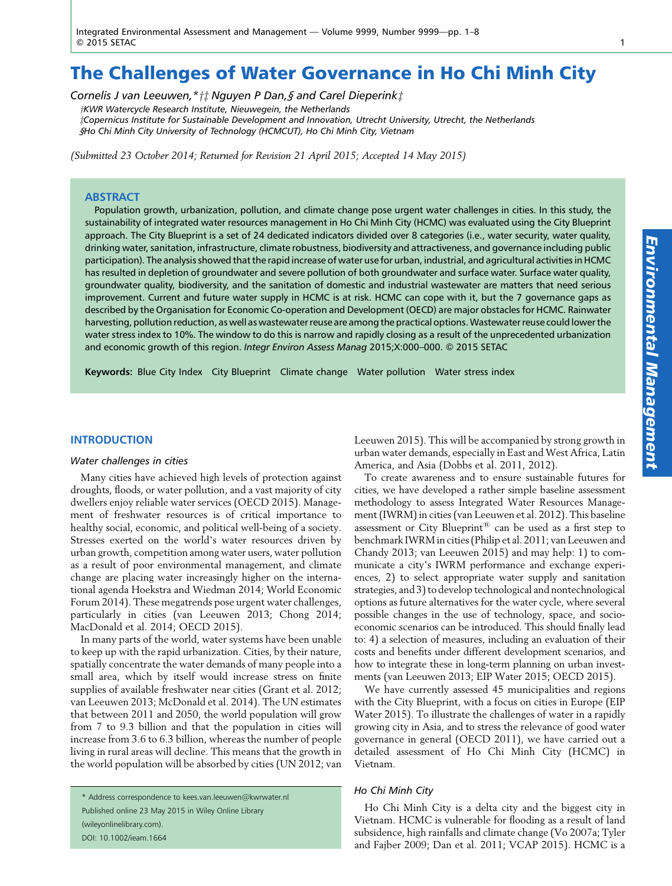# The Challenges of Water Governance in Ho Chi Minh City

*Cornelis J van Leeuwen,\*†‡ Nguyen P Dan,§ and Carel Dieperink‡*

†KWR Watercycle Research Institute, Nieuwegein, the Netherlands
‡Copernicus Institute for Sustainable Development and Innovation, Utrecht University, Utrecht, the Netherlands
§Ho Chi Minh City University of Technology (HCMCUT), Ho Chi Minh City, Vietnam

*(Submitted 23 October 2014; Returned for Revision 21 April 2015; Accepted 14 May 2015)*

## ABSTRACT

Population growth, urbanization, pollution, and climate change pose urgent water challenges in cities. In this study, the sustainability of integrated water resources management in Ho Chi Minh City (HCMC) was evaluated using the City Blueprint approach. The City Blueprint is a set of 24 dedicated indicators divided over 8 categories (i.e., water security, water quality, drinking water, sanitation, infrastructure, climate robustness, biodiversity and attractiveness, and governance including public participation). The analysis showed that the rapid increase of water use for urban, industrial, and agricultural activities in HCMC has resulted in depletion of groundwater and severe pollution of both groundwater and surface water. Surface water quality, groundwater quality, biodiversity, and the sanitation of domestic and industrial wastewater are matters that need serious improvement. Current and future water supply in HCMC is at risk. HCMC can cope with it, but the 7 governance gaps as described by the Organisation for Economic Co-operation and Development (OECD) are major obstacles for HCMC. Rainwater harvesting, pollution reduction, as well as wastewater reuse are among the practical options. Wastewater reuse could lower the water stress index to 10%. The window to do this is narrow and rapidly closing as a result of the unprecedented urbanization and economic growth of this region. *Integr Environ Assess Manag* 2015;X:000–000. © 2015 SETAC

**Keywords:** Blue City Index City Blueprint Climate change Water pollution Water stress index

## INTRODUCTION

### Water challenges in cities

Many cities have achieved high levels of protection against droughts, floods, or water pollution, and a vast majority of city dwellers enjoy reliable water services (OECD 2015). Management of freshwater resources is of critical importance to healthy social, economic, and political well-being of a society. Stresses exerted on the world's water resources driven by urban growth, competition among water users, water pollution as a result of poor environmental management, and climate change are placing water increasingly higher on the international agenda Hoekstra and Wiedman 2014; World Economic Forum 2014). These megatrends pose urgent water challenges, particularly in cities (van Leeuwen 2013; Chong 2014; MacDonald et al. 2014; OECD 2015).

In many parts of the world, water systems have been unable to keep up with the rapid urbanization. Cities, by their nature, spatially concentrate the water demands of many people into a small area, which by itself would increase stress on finite supplies of available freshwater near cities (Grant et al. 2012; van Leeuwen 2013; McDonald et al. 2014). The UN estimates that between 2011 and 2050, the world population will grow from 7 to 9.3 billion and that the population in cities will increase from 3.6 to 6.3 billion, whereas the number of people living in rural areas will decline. This means that the growth in the world population will be absorbed by cities (UN 2012; van Leeuwen 2015). This will be accompanied by strong growth in urban water demands, especially in East and West Africa, Latin America, and Asia (Dobbs et al. 2011, 2012).

To create awareness and to ensure sustainable futures for cities, we have developed a rather simple baseline assessment methodology to assess Integrated Water Resources Management (IWRM) in cities (van Leeuwen et al. 2012). This baseline assessment or City Blueprint® can be used as a first step to benchmark IWRM in cities (Philip et al. 2011; van Leeuwen and Chandy 2013; van Leeuwen 2015) and may help: 1) to communicate a city's IWRM performance and exchange experiences, 2) to select appropriate water supply and sanitation strategies, and 3) to develop technological and nontechnological options as future alternatives for the water cycle, where several possible changes in the use of technology, space, and socioeconomic scenarios can be introduced. This should finally lead to: 4) a selection of measures, including an evaluation of their costs and benefits under different development scenarios, and how to integrate these in long-term planning on urban investments (van Leeuwen 2013; EIP Water 2015; OECD 2015).

We have currently assessed 45 municipalities and regions with the City Blueprint, with a focus on cities in Europe (EIP Water 2015). To illustrate the challenges of water in a rapidly growing city in Asia, and to stress the relevance of good water governance in general (OECD 2011), we have carried out a detailed assessment of Ho Chi Minh City (HCMC) in Vietnam.

### Ho Chi Minh City

Ho Chi Minh City is a delta city and the biggest city in Vietnam. HCMC is vulnerable for flooding as a result of land subsidence, high rainfalls and climate change (Vo 2007a; Tyler and Fajber 2009; Dan et al. 2011; VCAP 2015). HCMC is a

\* Address correspondence to kees.van.leeuwen@kwrwater.nl
Published online 23 May 2015 in Wiley Online Library (wileyonlinelibrary.com).
DOI: 10.1002/ieam.1664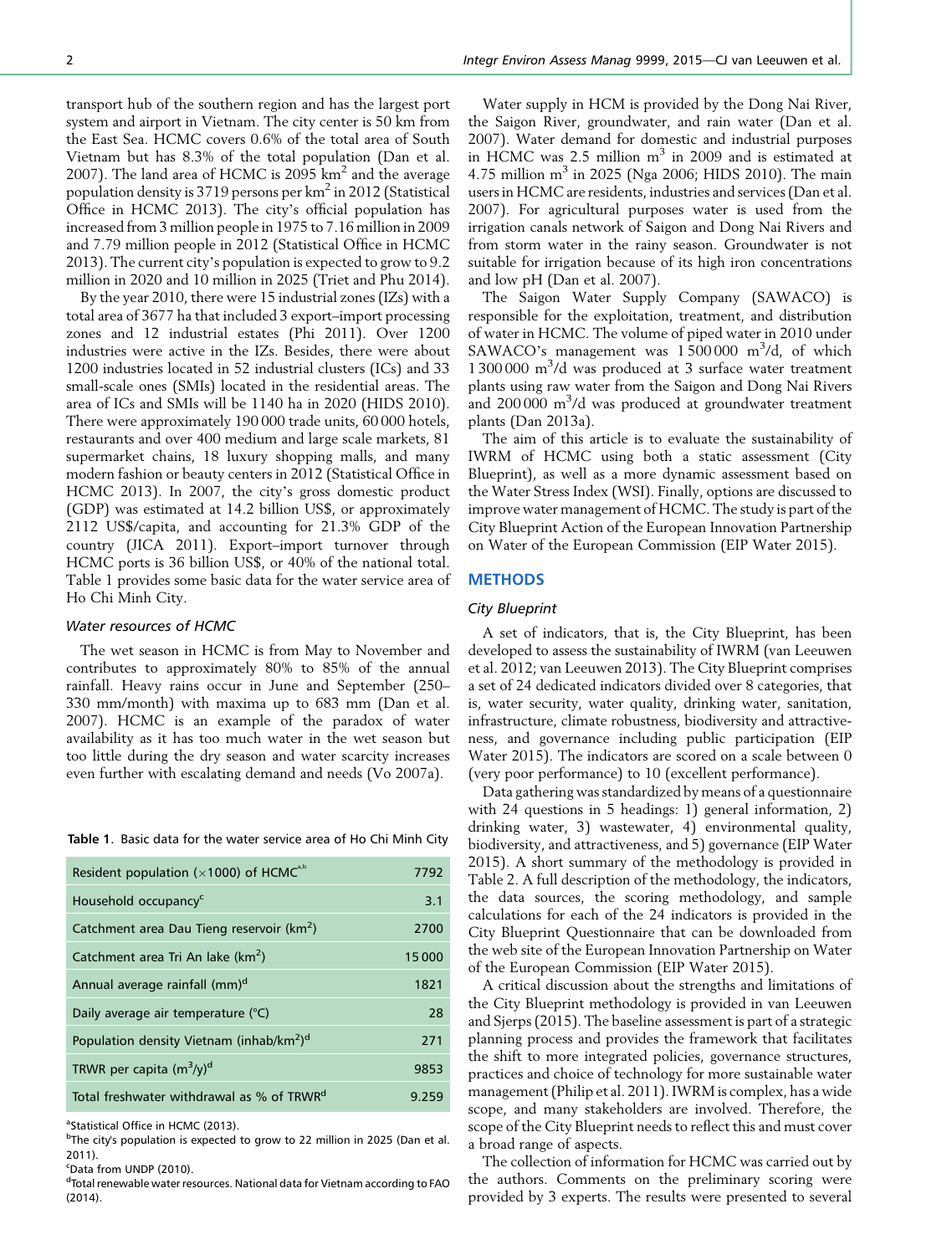transport hub of the southern region and has the largest port system and airport in Vietnam. The city center is 50 km from the East Sea. HCMC covers 0.6% of the total area of South Vietnam but has 8.3% of the total population (Dan et al. 2007). The land area of HCMC is 2095 km$^2$ and the average population density is 3719 persons per km$^2$ in 2012 (Statistical Office in HCMC 2013). The city's official population has increased from 3 million people in 1975 to 7.16 million in 2009 and 7.79 million people in 2012 (Statistical Office in HCMC 2013). The current city's population is expected to grow to 9.2 million in 2020 and 10 million in 2025 (Triet and Phu 2014).

By the year 2010, there were 15 industrial zones (IZs) with a total area of 3677 ha that included 3 export–import processing zones and 12 industrial estates (Phi 2011). Over 1200 industries were active in the IZs. Besides, there were about 1200 industries located in 52 industrial clusters (ICs) and 33 small-scale ones (SMIs) located in the residential areas. The area of ICs and SMIs will be 1140 ha in 2020 (HIDS 2010). There were approximately 190 000 trade units, 60 000 hotels, restaurants and over 400 medium and large scale markets, 81 supermarket chains, 18 luxury shopping malls, and many modern fashion or beauty centers in 2012 (Statistical Office in HCMC 2013). In 2007, the city's gross domestic product (GDP) was estimated at 14.2 billion US$, or approximately 2112 US$/capita, and accounting for 21.3% GDP of the country (JICA 2011). Export–import turnover through HCMC ports is 36 billion US$, or 40% of the national total. Table 1 provides some basic data for the water service area of Ho Chi Minh City.

### *Water resources of HCMC*

The wet season in HCMC is from May to November and contributes to approximately 80% to 85% of the annual rainfall. Heavy rains occur in June and September (250–330 mm/month) with maxima up to 683 mm (Dan et al. 2007). HCMC is an example of the paradox of water availability as it has too much water in the wet season but too little during the dry season and water scarcity increases even further with escalating demand and needs (Vo 2007a).

**Table 1.** Basic data for the water service area of Ho Chi Minh City

| | |
|---|---|
| Resident population (×1000) of HCMC[a,b] | 7792 |
| Household occupancy[c] | 3.1 |
| Catchment area Dau Tieng reservoir (km$^2$) | 2700 |
| Catchment area Tri An lake (km$^2$) | 15 000 |
| Annual average rainfall (mm)[d] | 1821 |
| Daily average air temperature (°C) | 28 |
| Population density Vietnam (inhab/km$^2$)[d] | 271 |
| TRWR per capita (m$^3$/y)[d] | 9853 |
| Total freshwater withdrawal as % of TRWR[d] | 9.259 |

[a]Statistical Office in HCMC (2013).
[b]The city's population is expected to grow to 22 million in 2025 (Dan et al. 2011).
[c]Data from UNDP (2010).
[d]Total renewable water resources. National data for Vietnam according to FAO (2014).

Water supply in HCM is provided by the Dong Nai River, the Saigon River, groundwater, and rain water (Dan et al. 2007). Water demand for domestic and industrial purposes in HCMC was 2.5 million m$^3$ in 2009 and is estimated at 4.75 million m$^3$ in 2025 (Nga 2006; HIDS 2010). The main users in HCMC are residents, industries and services (Dan et al. 2007). For agricultural purposes water is used from the irrigation canals network of Saigon and Dong Nai Rivers and from storm water in the rainy season. Groundwater is not suitable for irrigation because of its high iron concentrations and low pH (Dan et al. 2007).

The Saigon Water Supply Company (SAWACO) is responsible for the exploitation, treatment, and distribution of water in HCMC. The volume of piped water in 2010 under SAWACO's management was 1 500 000 m$^3$/d, of which 1 300 000 m$^3$/d was produced at 3 surface water treatment plants using raw water from the Saigon and Dong Nai Rivers and 200 000 m$^3$/d was produced at groundwater treatment plants (Dan 2013a).

The aim of this article is to evaluate the sustainability of IWRM of HCMC using both a static assessment (City Blueprint), as well as a more dynamic assessment based on the Water Stress Index (WSI). Finally, options are discussed to improve water management of HCMC. The study is part of the City Blueprint Action of the European Innovation Partnership on Water of the European Commission (EIP Water 2015).

## METHODS

### *City Blueprint*

A set of indicators, that is, the City Blueprint, has been developed to assess the sustainability of IWRM (van Leeuwen et al. 2012; van Leeuwen 2013). The City Blueprint comprises a set of 24 dedicated indicators divided over 8 categories, that is, water security, water quality, drinking water, sanitation, infrastructure, climate robustness, biodiversity and attractiveness, and governance including public participation (EIP Water 2015). The indicators are scored on a scale between 0 (very poor performance) to 10 (excellent performance).

Data gathering was standardized by means of a questionnaire with 24 questions in 5 headings: 1) general information, 2) drinking water, 3) wastewater, 4) environmental quality, biodiversity, and attractiveness, and 5) governance (EIP Water 2015). A short summary of the methodology is provided in Table 2. A full description of the methodology, the indicators, the data sources, the scoring methodology, and sample calculations for each of the 24 indicators is provided in the City Blueprint Questionnaire that can be downloaded from the web site of the European Innovation Partnership on Water of the European Commission (EIP Water 2015).

A critical discussion about the strengths and limitations of the City Blueprint methodology is provided in van Leeuwen and Sjerps (2015). The baseline assessment is part of a strategic planning process and provides the framework that facilitates the shift to more integrated policies, governance structures, practices and choice of technology for more sustainable water management (Philip et al. 2011). IWRM is complex, has a wide scope, and many stakeholders are involved. Therefore, the scope of the City Blueprint needs to reflect this and must cover a broad range of aspects.

The collection of information for HCMC was carried out by the authors. Comments on the preliminary scoring were provided by 3 experts. The results were presented to several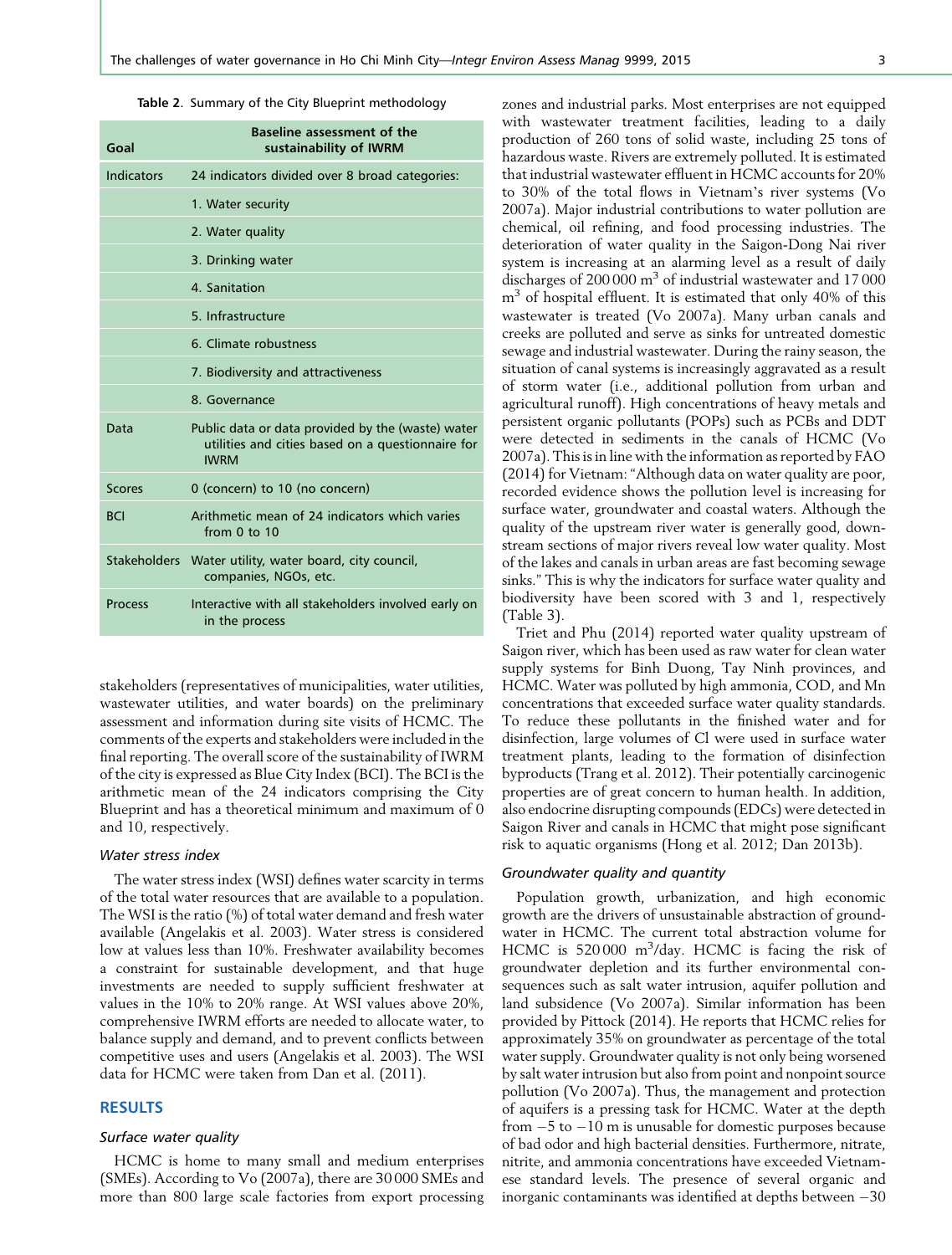Table 2. Summary of the City Blueprint methodology

| Goal | Baseline assessment of the sustainability of IWRM |
|---|---|
| Indicators | 24 indicators divided over 8 broad categories: |
| | 1. Water security |
| | 2. Water quality |
| | 3. Drinking water |
| | 4. Sanitation |
| | 5. Infrastructure |
| | 6. Climate robustness |
| | 7. Biodiversity and attractiveness |
| | 8. Governance |
| Data | Public data or data provided by the (waste) water utilities and cities based on a questionnaire for IWRM |
| Scores | 0 (concern) to 10 (no concern) |
| BCI | Arithmetic mean of 24 indicators which varies from 0 to 10 |
| Stakeholders | Water utility, water board, city council, companies, NGOs, etc. |
| Process | Interactive with all stakeholders involved early on in the process |

stakeholders (representatives of municipalities, water utilities, wastewater utilities, and water boards) on the preliminary assessment and information during site visits of HCMC. The comments of the experts and stakeholders were included in the final reporting. The overall score of the sustainability of IWRM of the city is expressed as Blue City Index (BCI). The BCI is the arithmetic mean of the 24 indicators comprising the City Blueprint and has a theoretical minimum and maximum of 0 and 10, respectively.

### *Water stress index*

The water stress index (WSI) defines water scarcity in terms of the total water resources that are available to a population. The WSI is the ratio (%) of total water demand and fresh water available (Angelakis et al. 2003). Water stress is considered low at values less than 10%. Freshwater availability becomes a constraint for sustainable development, and that huge investments are needed to supply sufficient freshwater at values in the 10% to 20% range. At WSI values above 20%, comprehensive IWRM efforts are needed to allocate water, to balance supply and demand, and to prevent conflicts between competitive uses and users (Angelakis et al. 2003). The WSI data for HCMC were taken from Dan et al. (2011).

## RESULTS

### *Surface water quality*

HCMC is home to many small and medium enterprises (SMEs). According to Vo (2007a), there are 30 000 SMEs and more than 800 large scale factories from export processing zones and industrial parks. Most enterprises are not equipped with wastewater treatment facilities, leading to a daily production of 260 tons of solid waste, including 25 tons of hazardous waste. Rivers are extremely polluted. It is estimated that industrial wastewater effluent in HCMC accounts for 20% to 30% of the total flows in Vietnam's river systems (Vo 2007a). Major industrial contributions to water pollution are chemical, oil refining, and food processing industries. The deterioration of water quality in the Saigon-Dong Nai river system is increasing at an alarming level as a result of daily discharges of 200 000 $m^3$ of industrial wastewater and 17 000 $m^3$ of hospital effluent. It is estimated that only 40% of this wastewater is treated (Vo 2007a). Many urban canals and creeks are polluted and serve as sinks for untreated domestic sewage and industrial wastewater. During the rainy season, the situation of canal systems is increasingly aggravated as a result of storm water (i.e., additional pollution from urban and agricultural runoff). High concentrations of heavy metals and persistent organic pollutants (POPs) such as PCBs and DDT were detected in sediments in the canals of HCMC (Vo 2007a). This is in line with the information as reported by FAO (2014) for Vietnam: "Although data on water quality are poor, recorded evidence shows the pollution level is increasing for surface water, groundwater and coastal waters. Although the quality of the upstream river water is generally good, downstream sections of major rivers reveal low water quality. Most of the lakes and canals in urban areas are fast becoming sewage sinks." This is why the indicators for surface water quality and biodiversity have been scored with 3 and 1, respectively (Table 3).

Triet and Phu (2014) reported water quality upstream of Saigon river, which has been used as raw water for clean water supply systems for Binh Duong, Tay Ninh provinces, and HCMC. Water was polluted by high ammonia, COD, and Mn concentrations that exceeded surface water quality standards. To reduce these pollutants in the finished water and for disinfection, large volumes of Cl were used in surface water treatment plants, leading to the formation of disinfection byproducts (Trang et al. 2012). Their potentially carcinogenic properties are of great concern to human health. In addition, also endocrine disrupting compounds (EDCs) were detected in Saigon River and canals in HCMC that might pose significant risk to aquatic organisms (Hong et al. 2012; Dan 2013b).

### *Groundwater quality and quantity*

Population growth, urbanization, and high economic growth are the drivers of unsustainable abstraction of groundwater in HCMC. The current total abstraction volume for HCMC is 520 000 $m^3$/day. HCMC is facing the risk of groundwater depletion and its further environmental consequences such as salt water intrusion, aquifer pollution and land subsidence (Vo 2007a). Similar information has been provided by Pittock (2014). He reports that HCMC relies for approximately 35% on groundwater as percentage of the total water supply. Groundwater quality is not only being worsened by salt water intrusion but also from point and nonpoint source pollution (Vo 2007a). Thus, the management and protection of aquifers is a pressing task for HCMC. Water at the depth from −5 to −10 m is unusable for domestic purposes because of bad odor and high bacterial densities. Furthermore, nitrate, nitrite, and ammonia concentrations have exceeded Vietnamese standard levels. The presence of several organic and inorganic contaminants was identified at depths between −30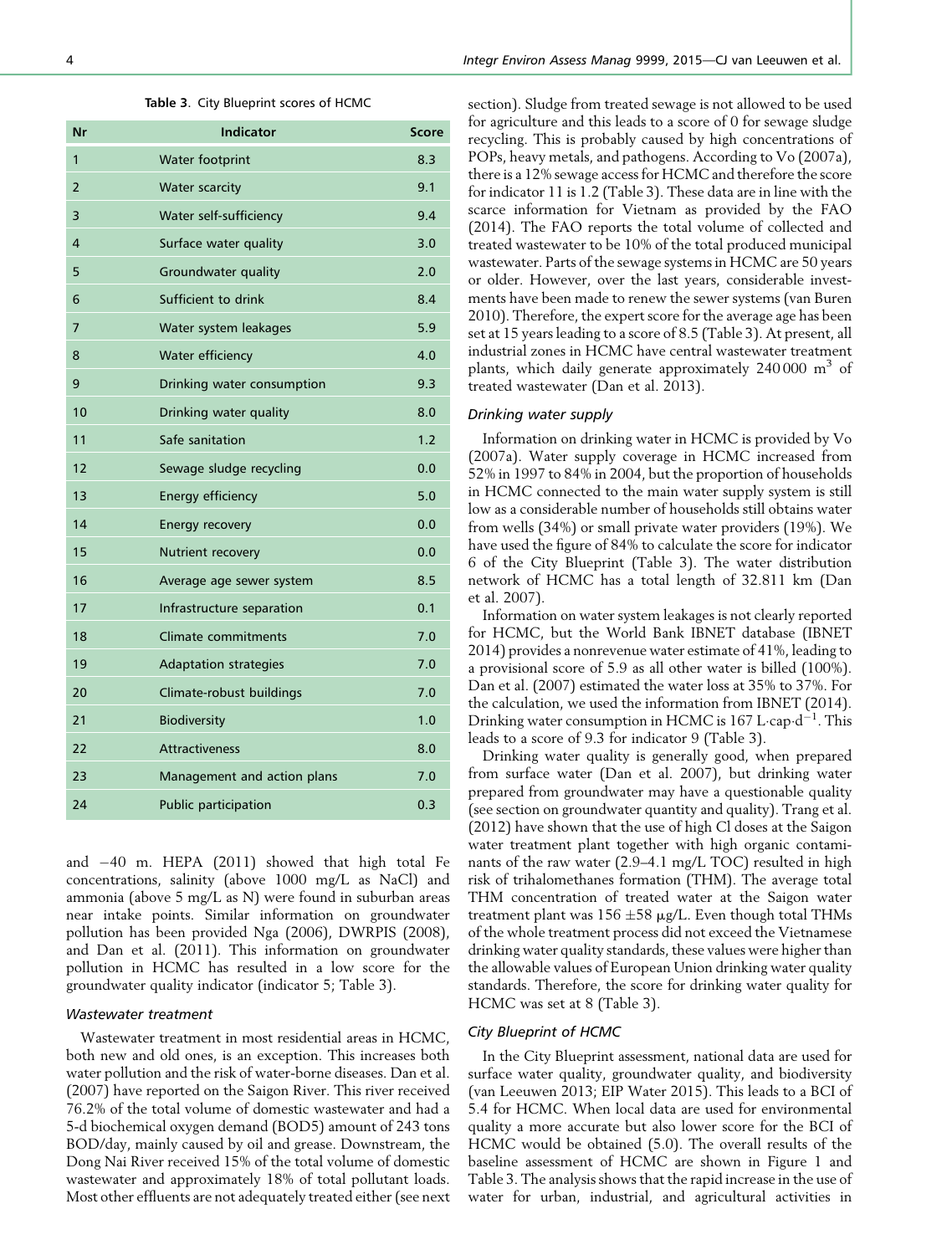Table 3. City Blueprint scores of HCMC

| Nr | Indicator | Score |
|---|---|---|
| 1 | Water footprint | 8.3 |
| 2 | Water scarcity | 9.1 |
| 3 | Water self-sufficiency | 9.4 |
| 4 | Surface water quality | 3.0 |
| 5 | Groundwater quality | 2.0 |
| 6 | Sufficient to drink | 8.4 |
| 7 | Water system leakages | 5.9 |
| 8 | Water efficiency | 4.0 |
| 9 | Drinking water consumption | 9.3 |
| 10 | Drinking water quality | 8.0 |
| 11 | Safe sanitation | 1.2 |
| 12 | Sewage sludge recycling | 0.0 |
| 13 | Energy efficiency | 5.0 |
| 14 | Energy recovery | 0.0 |
| 15 | Nutrient recovery | 0.0 |
| 16 | Average age sewer system | 8.5 |
| 17 | Infrastructure separation | 0.1 |
| 18 | Climate commitments | 7.0 |
| 19 | Adaptation strategies | 7.0 |
| 20 | Climate-robust buildings | 7.0 |
| 21 | Biodiversity | 1.0 |
| 22 | Attractiveness | 8.0 |
| 23 | Management and action plans | 7.0 |
| 24 | Public participation | 0.3 |

and −40 m. HEPA (2011) showed that high total Fe concentrations, salinity (above 1000 mg/L as NaCl) and ammonia (above 5 mg/L as N) were found in suburban areas near intake points. Similar information on groundwater pollution has been provided Nga (2006), DWRPIS (2008), and Dan et al. (2011). This information on groundwater pollution in HCMC has resulted in a low score for the groundwater quality indicator (indicator 5; Table 3).

### *Wastewater treatment*

Wastewater treatment in most residential areas in HCMC, both new and old ones, is an exception. This increases both water pollution and the risk of water-borne diseases. Dan et al. (2007) have reported on the Saigon River. This river received 76.2% of the total volume of domestic wastewater and had a 5-d biochemical oxygen demand (BOD5) amount of 243 tons BOD/day, mainly caused by oil and grease. Downstream, the Dong Nai River received 15% of the total volume of domestic wastewater and approximately 18% of total pollutant loads. Most other effluents are not adequately treated either (see next section). Sludge from treated sewage is not allowed to be used for agriculture and this leads to a score of 0 for sewage sludge recycling. This is probably caused by high concentrations of POPs, heavy metals, and pathogens. According to Vo (2007a), there is a 12% sewage access for HCMC and therefore the score for indicator 11 is 1.2 (Table 3). These data are in line with the scarce information for Vietnam as provided by the FAO (2014). The FAO reports the total volume of collected and treated wastewater to be 10% of the total produced municipal wastewater. Parts of the sewage systems in HCMC are 50 years or older. However, over the last years, considerable investments have been made to renew the sewer systems (van Buren 2010). Therefore, the expert score for the average age has been set at 15 years leading to a score of 8.5 (Table 3). At present, all industrial zones in HCMC have central wastewater treatment plants, which daily generate approximately 240 000 $m^3$ of treated wastewater (Dan et al. 2013).

### *Drinking water supply*

Information on drinking water in HCMC is provided by Vo (2007a). Water supply coverage in HCMC increased from 52% in 1997 to 84% in 2004, but the proportion of households in HCMC connected to the main water supply system is still low as a considerable number of households still obtains water from wells (34%) or small private water providers (19%). We have used the figure of 84% to calculate the score for indicator 6 of the City Blueprint (Table 3). The water distribution network of HCMC has a total length of 32.811 km (Dan et al. 2007).

Information on water system leakages is not clearly reported for HCMC, but the World Bank IBNET database (IBNET 2014) provides a nonrevenue water estimate of 41%, leading to a provisional score of 5.9 as all other water is billed (100%). Dan et al. (2007) estimated the water loss at 35% to 37%. For the calculation, we used the information from IBNET (2014). Drinking water consumption in HCMC is 167 $L{\cdot}cap{\cdot}d^{-1}$. This leads to a score of 9.3 for indicator 9 (Table 3).

Drinking water quality is generally good, when prepared from surface water (Dan et al. 2007), but drinking water prepared from groundwater may have a questionable quality (see section on groundwater quantity and quality). Trang et al. (2012) have shown that the use of high Cl doses at the Saigon water treatment plant together with high organic contaminants of the raw water (2.9–4.1 mg/L TOC) resulted in high risk of trihalomethanes formation (THM). The average total THM concentration of treated water at the Saigon water treatment plant was $156 \pm 58$ μg/L. Even though total THMs of the whole treatment process did not exceed the Vietnamese drinking water quality standards, these values were higher than the allowable values of European Union drinking water quality standards. Therefore, the score for drinking water quality for HCMC was set at 8 (Table 3).

### *City Blueprint of HCMC*

In the City Blueprint assessment, national data are used for surface water quality, groundwater quality, and biodiversity (van Leeuwen 2013; EIP Water 2015). This leads to a BCI of 5.4 for HCMC. When local data are used for environmental quality a more accurate but also lower score for the BCI of HCMC would be obtained (5.0). The overall results of the baseline assessment of HCMC are shown in Figure 1 and Table 3. The analysis shows that the rapid increase in the use of water for urban, industrial, and agricultural activities in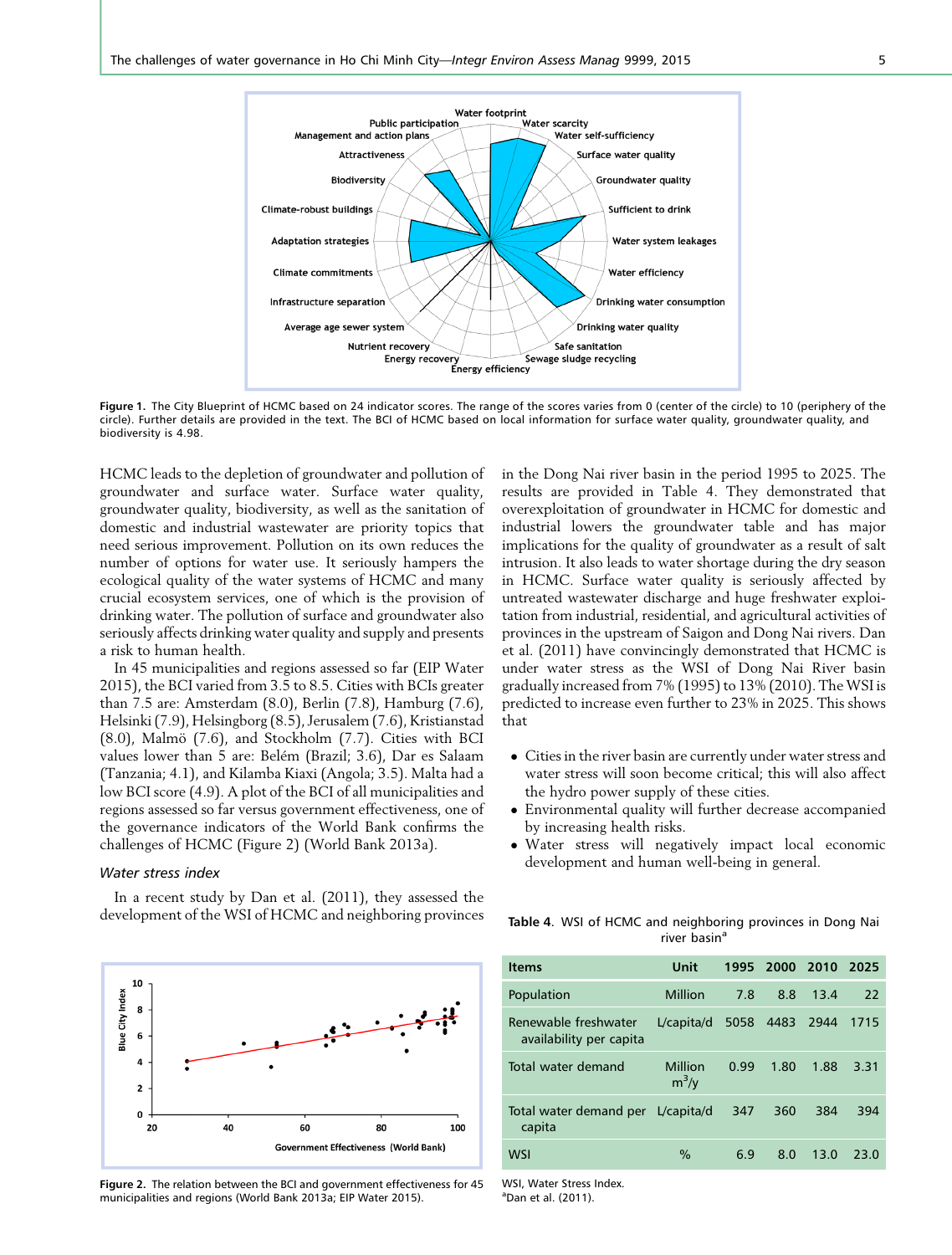Figure 1. The City Blueprint of HCMC based on 24 indicator scores. The range of the scores varies from 0 (center of the circle) to 10 (periphery of the circle). Further details are provided in the text. The BCI of HCMC based on local information for surface water quality, groundwater quality, and biodiversity is 4.98.

HCMC leads to the depletion of groundwater and pollution of groundwater and surface water. Surface water quality, groundwater quality, biodiversity, as well as the sanitation of domestic and industrial wastewater are priority topics that need serious improvement. Pollution on its own reduces the number of options for water use. It seriously hampers the ecological quality of the water systems of HCMC and many crucial ecosystem services, one of which is the provision of drinking water. The pollution of surface and groundwater also seriously affects drinking water quality and supply and presents a risk to human health.

In 45 municipalities and regions assessed so far (EIP Water 2015), the BCI varied from 3.5 to 8.5. Cities with BCIs greater than 7.5 are: Amsterdam (8.0), Berlin (7.8), Hamburg (7.6), Helsinki (7.9), Helsingborg (8.5), Jerusalem (7.6), Kristianstad (8.0), Malmö (7.6), and Stockholm (7.7). Cities with BCI values lower than 5 are: Belém (Brazil; 3.6), Dar es Salaam (Tanzania; 4.1), and Kilamba Kiaxi (Angola; 3.5). Malta had a low BCI score (4.9). A plot of the BCI of all municipalities and regions assessed so far versus government effectiveness, one of the governance indicators of the World Bank confirms the challenges of HCMC (Figure 2) (World Bank 2013a).

### Water stress index

In a recent study by Dan et al. (2011), they assessed the development of the WSI of HCMC and neighboring provinces in the Dong Nai river basin in the period 1995 to 2025. The results are provided in Table 4. They demonstrated that overexploitation of groundwater in HCMC for domestic and industrial lowers the groundwater table and has major implications for the quality of groundwater as a result of salt intrusion. It also leads to water shortage during the dry season in HCMC. Surface water quality is seriously affected by untreated wastewater discharge and huge freshwater exploitation from industrial, residential, and agricultural activities of provinces in the upstream of Saigon and Dong Nai rivers. Dan et al. (2011) have convincingly demonstrated that HCMC is under water stress as the WSI of Dong Nai River basin gradually increased from 7% (1995) to 13% (2010). The WSI is predicted to increase even further to 23% in 2025. This shows that

- Cities in the river basin are currently under water stress and water stress will soon become critical; this will also affect the hydro power supply of these cities.
- Environmental quality will further decrease accompanied by increasing health risks.
- Water stress will negatively impact local economic development and human well-being in general.

Figure 2. The relation between the BCI and government effectiveness for 45 municipalities and regions (World Bank 2013a; EIP Water 2015).

Table 4. WSI of HCMC and neighboring provinces in Dong Nai river basin[a]

| Items | Unit | 1995 | 2000 | 2010 | 2025 |
|---|---|---|---|---|---|
| Population | Million | 7.8 | 8.8 | 13.4 | 22 |
| Renewable freshwater availability per capita | L/capita/d | 5058 | 4483 | 2944 | 1715 |
| Total water demand | Million $m^3$/y | 0.99 | 1.80 | 1.88 | 3.31 |
| Total water demand per capita | L/capita/d | 347 | 360 | 384 | 394 |
| WSI | % | 6.9 | 8.0 | 13.0 | 23.0 |

WSI, Water Stress Index.
[a]Dan et al. (2011).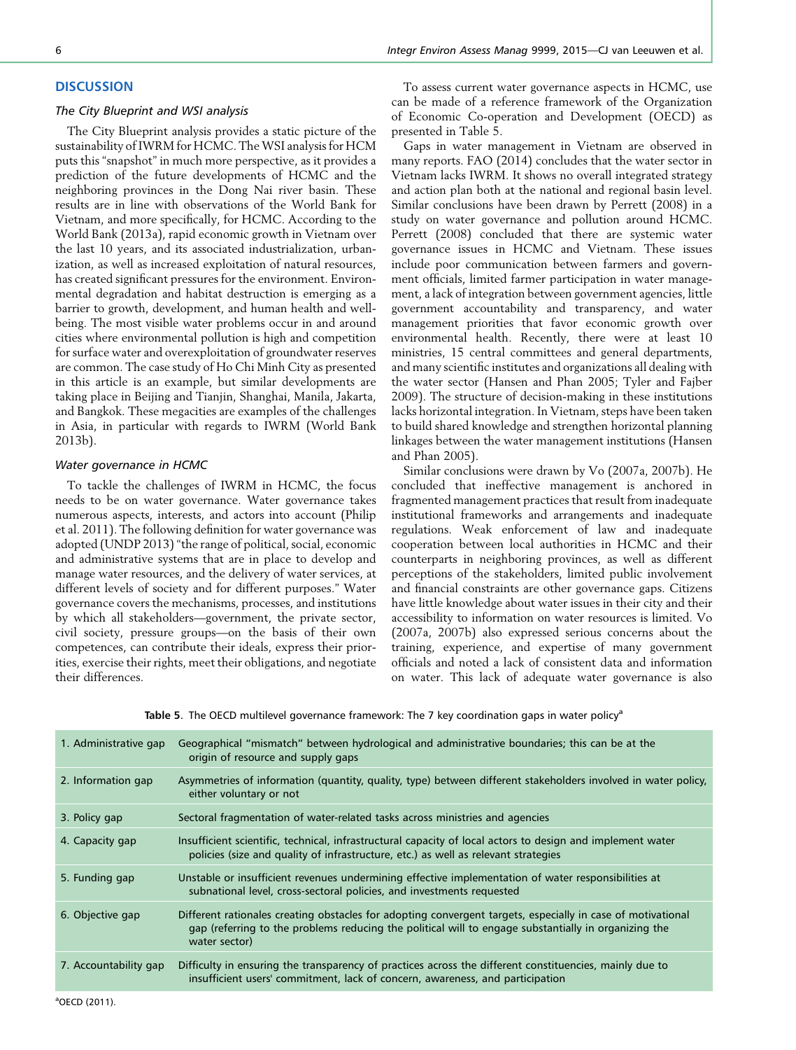## DISCUSSION

### The City Blueprint and WSI analysis

The City Blueprint analysis provides a static picture of the sustainability of IWRM for HCMC. The WSI analysis for HCM puts this "snapshot" in much more perspective, as it provides a prediction of the future developments of HCMC and the neighboring provinces in the Dong Nai river basin. These results are in line with observations of the World Bank for Vietnam, and more specifically, for HCMC. According to the World Bank (2013a), rapid economic growth in Vietnam over the last 10 years, and its associated industrialization, urbanization, as well as increased exploitation of natural resources, has created significant pressures for the environment. Environmental degradation and habitat destruction is emerging as a barrier to growth, development, and human health and well-being. The most visible water problems occur in and around cities where environmental pollution is high and competition for surface water and overexploitation of groundwater reserves are common. The case study of Ho Chi Minh City as presented in this article is an example, but similar developments are taking place in Beijing and Tianjin, Shanghai, Manila, Jakarta, and Bangkok. These megacities are examples of the challenges in Asia, in particular with regards to IWRM (World Bank 2013b).

### Water governance in HCMC

To tackle the challenges of IWRM in HCMC, the focus needs to be on water governance. Water governance takes numerous aspects, interests, and actors into account (Philip et al. 2011). The following definition for water governance was adopted (UNDP 2013) "the range of political, social, economic and administrative systems that are in place to develop and manage water resources, and the delivery of water services, at different levels of society and for different purposes." Water governance covers the mechanisms, processes, and institutions by which all stakeholders—government, the private sector, civil society, pressure groups—on the basis of their own competences, can contribute their ideals, express their priorities, exercise their rights, meet their obligations, and negotiate their differences.

To assess current water governance aspects in HCMC, use can be made of a reference framework of the Organization of Economic Co-operation and Development (OECD) as presented in Table 5.

Gaps in water management in Vietnam are observed in many reports. FAO (2014) concludes that the water sector in Vietnam lacks IWRM. It shows no overall integrated strategy and action plan both at the national and regional basin level. Similar conclusions have been drawn by Perrett (2008) in a study on water governance and pollution around HCMC. Perrett (2008) concluded that there are systemic water governance issues in HCMC and Vietnam. These issues include poor communication between farmers and government officials, limited farmer participation in water management, a lack of integration between government agencies, little government accountability and transparency, and water management priorities that favor economic growth over environmental health. Recently, there were at least 10 ministries, 15 central committees and general departments, and many scientific institutes and organizations all dealing with the water sector (Hansen and Phan 2005; Tyler and Fajber 2009). The structure of decision-making in these institutions lacks horizontal integration. In Vietnam, steps have been taken to build shared knowledge and strengthen horizontal planning linkages between the water management institutions (Hansen and Phan 2005).

Similar conclusions were drawn by Vo (2007a, 2007b). He concluded that ineffective management is anchored in fragmented management practices that result from inadequate institutional frameworks and arrangements and inadequate regulations. Weak enforcement of law and inadequate cooperation between local authorities in HCMC and their counterparts in neighboring provinces, as well as different perceptions of the stakeholders, limited public involvement and financial constraints are other governance gaps. Citizens have little knowledge about water issues in their city and their accessibility to information on water resources is limited. Vo (2007a, 2007b) also expressed serious concerns about the training, experience, and expertise of many government officials and noted a lack of consistent data and information on water. This lack of adequate water governance is also

**Table 5.** The OECD multilevel governance framework: The 7 key coordination gaps in water policy[a]

| | |
|---|---|
| 1. Administrative gap | Geographical "mismatch" between hydrological and administrative boundaries; this can be at the origin of resource and supply gaps |
| 2. Information gap | Asymmetries of information (quantity, quality, type) between different stakeholders involved in water policy, either voluntary or not |
| 3. Policy gap | Sectoral fragmentation of water-related tasks across ministries and agencies |
| 4. Capacity gap | Insufficient scientific, technical, infrastructural capacity of local actors to design and implement water policies (size and quality of infrastructure, etc.) as well as relevant strategies |
| 5. Funding gap | Unstable or insufficient revenues undermining effective implementation of water responsibilities at subnational level, cross-sectoral policies, and investments requested |
| 6. Objective gap | Different rationales creating obstacles for adopting convergent targets, especially in case of motivational gap (referring to the problems reducing the political will to engage substantially in organizing the water sector) |
| 7. Accountability gap | Difficulty in ensuring the transparency of practices across the different constituencies, mainly due to insufficient users' commitment, lack of concern, awareness, and participation |

[a]OECD (2011).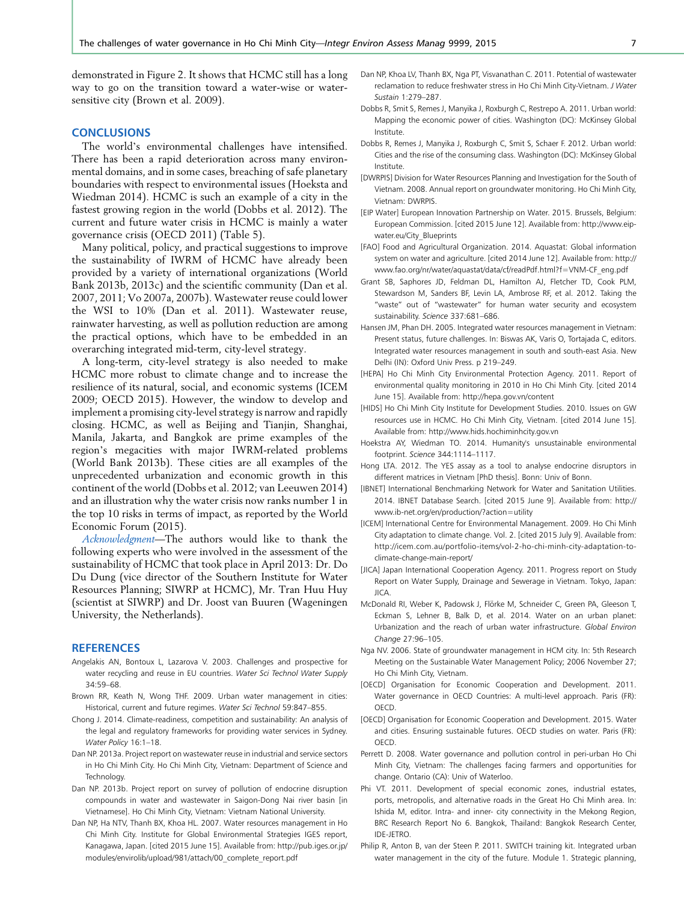demonstrated in Figure 2. It shows that HCMC still has a long way to go on the transition toward a water-wise or water-sensitive city (Brown et al. 2009).

## CONCLUSIONS

The world's environmental challenges have intensified. There has been a rapid deterioration across many environmental domains, and in some cases, breaching of safe planetary boundaries with respect to environmental issues (Hoeksta and Wiedman 2014). HCMC is such an example of a city in the fastest growing region in the world (Dobbs et al. 2012). The current and future water crisis in HCMC is mainly a water governance crisis (OECD 2011) (Table 5).

Many political, policy, and practical suggestions to improve the sustainability of IWRM of HCMC have already been provided by a variety of international organizations (World Bank 2013b, 2013c) and the scientific community (Dan et al. 2007, 2011; Vo 2007a, 2007b). Wastewater reuse could lower the WSI to 10% (Dan et al. 2011). Wastewater reuse, rainwater harvesting, as well as pollution reduction are among the practical options, which have to be embedded in an overarching integrated mid-term, city-level strategy.

A long-term, city-level strategy is also needed to make HCMC more robust to climate change and to increase the resilience of its natural, social, and economic systems (ICEM 2009; OECD 2015). However, the window to develop and implement a promising city-level strategy is narrow and rapidly closing. HCMC, as well as Beijing and Tianjin, Shanghai, Manila, Jakarta, and Bangkok are prime examples of the region's megacities with major IWRM-related problems (World Bank 2013b). These cities are all examples of the unprecedented urbanization and economic growth in this continent of the world (Dobbs et al. 2012; van Leeuwen 2014) and an illustration why the water crisis now ranks number 1 in the top 10 risks in terms of impact, as reported by the World Economic Forum (2015).

*Acknowledgment*—The authors would like to thank the following experts who were involved in the assessment of the sustainability of HCMC that took place in April 2013: Dr. Do Du Dung (vice director of the Southern Institute for Water Resources Planning; SIWRP at HCMC), Mr. Tran Huu Huy (scientist at SIWRP) and Dr. Joost van Buuren (Wageningen University, the Netherlands).

## REFERENCES

Angelakis AN, Bontoux L, Lazarova V. 2003. Challenges and prospective for water recycling and reuse in EU countries. *Water Sci Technol Water Supply* 34:59–68.

Brown RR, Keath N, Wong THF. 2009. Urban water management in cities: Historical, current and future regimes. *Water Sci Technol* 59:847–855.

Chong J. 2014. Climate-readiness, competition and sustainability: An analysis of the legal and regulatory frameworks for providing water services in Sydney. *Water Policy* 16:1–18.

Dan NP. 2013a. Project report on wastewater reuse in industrial and service sectors in Ho Chi Minh City. Ho Chi Minh City, Vietnam: Department of Science and Technology.

Dan NP. 2013b. Project report on survey of pollution of endocrine disruption compounds in water and wastewater in Saigon-Dong Nai river basin [in Vietnamese]. Ho Chi Minh City, Vietnam: Vietnam National University.

Dan NP, Ha NTV, Thanh BX, Khoa HL. 2007. Water resources management in Ho Chi Minh City. Institute for Global Environmental Strategies IGES report, Kanagawa, Japan. [cited 2015 June 15]. Available from: http://pub.iges.or.jp/modules/envirolib/upload/981/attach/00_complete_report.pdf

Dan NP, Khoa LV, Thanh BX, Nga PT, Visvanathan C. 2011. Potential of wastewater reclamation to reduce freshwater stress in Ho Chi Minh City-Vietnam. *J Water Sustain* 1:279–287.

Dobbs R, Smit S, Remes J, Manyika J, Roxburgh C, Restrepo A. 2011. Urban world: Mapping the economic power of cities. Washington (DC): McKinsey Global Institute.

Dobbs R, Remes J, Manyika J, Roxburgh C, Smit S, Schaer F. 2012. Urban world: Cities and the rise of the consuming class. Washington (DC): McKinsey Global Institute.

[DWRPIS] Division for Water Resources Planning and Investigation for the South of Vietnam. 2008. Annual report on groundwater monitoring. Ho Chi Minh City, Vietnam: DWRPIS.

[EIP Water] European Innovation Partnership on Water. 2015. Brussels, Belgium: European Commission. [cited 2015 June 12]. Available from: http://www.eip-water.eu/City_Blueprints

[FAO] Food and Agricultural Organization. 2014. Aquastat: Global information system on water and agriculture. [cited 2014 June 12]. Available from: http://www.fao.org/nr/water/aquastat/data/cf/readPdf.html?f=VNM-CF_eng.pdf

Grant SB, Saphores JD, Feldman DL, Hamilton AJ, Fletcher TD, Cook PLM, Stewardson M, Sanders BF, Levin LA, Ambrose RF, et al. 2012. Taking the "waste" out of "wastewater" for human water security and ecosystem sustainability. *Science* 337:681–686.

Hansen JM, Phan DH. 2005. Integrated water resources management in Vietnam: Present status, future challenges. In: Biswas AK, Varis O, Tortajada C, editors. Integrated water resources management in south and south-east Asia. New Delhi (IN): Oxford Univ Press. p 219–249.

[HEPA] Ho Chi Minh City Environmental Protection Agency. 2011. Report of environmental quality monitoring in 2010 in Ho Chi Minh City. [cited 2014 June 15]. Available from: http://hepa.gov.vn/content

[HIDS] Ho Chi Minh City Institute for Development Studies. 2010. Issues on GW resources use in HCMC. Ho Chi Minh City, Vietnam. [cited 2014 June 15]. Available from: http://www.hids.hochiminhcity.gov.vn

Hoekstra AY, Wiedman TO. 2014. Humanity's unsustainable environmental footprint. *Science* 344:1114–1117.

Hong LTA. 2012. The YES assay as a tool to analyse endocrine disruptors in different matrices in Vietnam [PhD thesis]. Bonn: Univ of Bonn.

[IBNET] International Benchmarking Network for Water and Sanitation Utilities. 2014. IBNET Database Search. [cited 2015 June 9]. Available from: http://www.ib-net.org/en/production/?action=utility

[ICEM] International Centre for Environmental Management. 2009. Ho Chi Minh City adaptation to climate change. Vol. 2. [cited 2015 July 9]. Available from: http://icem.com.au/portfolio-items/vol-2-ho-chi-minh-city-adaptation-to-climate-change-main-report/

[JICA] Japan International Cooperation Agency. 2011. Progress report on Study Report on Water Supply, Drainage and Sewerage in Vietnam. Tokyo, Japan: JICA.

McDonald RI, Weber K, Padowsk J, Flörke M, Schneider C, Green PA, Gleeson T, Eckman S, Lehner B, Balk D, et al. 2014. Water on an urban planet: Urbanization and the reach of urban water infrastructure. *Global Environ Change* 27:96–105.

Nga NV. 2006. State of groundwater management in HCM city. In: 5th Research Meeting on the Sustainable Water Management Policy; 2006 November 27; Ho Chi Minh City, Vietnam.

[OECD] Organisation for Economic Cooperation and Development. 2011. Water governance in OECD Countries: A multi-level approach. Paris (FR): OECD.

[OECD] Organisation for Economic Cooperation and Development. 2015. Water and cities. Ensuring sustainable futures. OECD studies on water. Paris (FR): OECD.

Perrett D. 2008. Water governance and pollution control in peri-urban Ho Chi Minh City, Vietnam: The challenges facing farmers and opportunities for change. Ontario (CA): Univ of Waterloo.

Phi VT. 2011. Development of special economic zones, industrial estates, ports, metropolis, and alternative roads in the Great Ho Chi Minh area. In: Ishida M, editor. Intra- and inner- city connectivity in the Mekong Region, BRC Research Report No 6. Bangkok, Thailand: Bangkok Research Center, IDE-JETRO.

Philip R, Anton B, van der Steen P. 2011. SWITCH training kit. Integrated urban water management in the city of the future. Module 1. Strategic planning,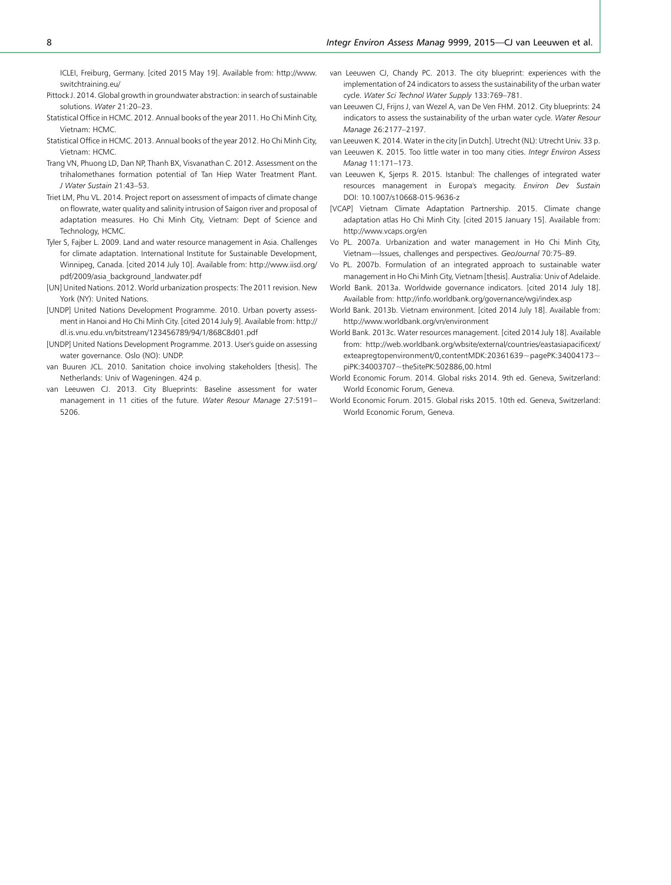ICLEI, Freiburg, Germany. [cited 2015 May 19]. Available from: http://www.switchtraining.eu/

Pittock J. 2014. Global growth in groundwater abstraction: in search of sustainable solutions. *Water* 21:20–23.

Statistical Office in HCMC. 2012. Annual books of the year 2011. Ho Chi Minh City, Vietnam: HCMC.

Statistical Office in HCMC. 2013. Annual books of the year 2012. Ho Chi Minh City, Vietnam: HCMC.

Trang VN, Phuong LD, Dan NP, Thanh BX, Visvanathan C. 2012. Assessment on the trihalomethanes formation potential of Tan Hiep Water Treatment Plant. *J Water Sustain* 21:43–53.

Triet LM, Phu VL. 2014. Project report on assessment of impacts of climate change on flowrate, water quality and salinity intrusion of Saigon river and proposal of adaptation measures. Ho Chi Minh City, Vietnam: Dept of Science and Technology, HCMC.

Tyler S, Fajber L. 2009. Land and water resource management in Asia. Challenges for climate adaptation. International Institute for Sustainable Development, Winnipeg, Canada. [cited 2014 July 10]. Available from: http://www.iisd.org/pdf/2009/asia_background_landwater.pdf

[UN] United Nations. 2012. World urbanization prospects: The 2011 revision. New York (NY): United Nations.

[UNDP] United Nations Development Programme. 2010. Urban poverty assessment in Hanoi and Ho Chi Minh City. [cited 2014 July 9]. Available from: http://dl.is.vnu.edu.vn/bitstream/123456789/94/1/868C8d01.pdf

[UNDP] United Nations Development Programme. 2013. User's guide on assessing water governance. Oslo (NO): UNDP.

van Buuren JCL. 2010. Sanitation choice involving stakeholders [thesis]. The Netherlands: Univ of Wageningen. 424 p.

van Leeuwen CJ. 2013. City Blueprints: Baseline assessment for water management in 11 cities of the future. *Water Resour Manage* 27:5191–5206.

van Leeuwen CJ, Chandy PC. 2013. The city blueprint: experiences with the implementation of 24 indicators to assess the sustainability of the urban water cycle. *Water Sci Technol Water Supply* 133:769–781.

van Leeuwen CJ, Frijns J, van Wezel A, van De Ven FHM. 2012. City blueprints: 24 indicators to assess the sustainability of the urban water cycle. *Water Resour Manage* 26:2177–2197.

van Leeuwen K. 2014. Water in the city [in Dutch]. Utrecht (NL): Utrecht Univ. 33 p.

van Leeuwen K. 2015. Too little water in too many cities. *Integr Environ Assess Manag* 11:171–173.

van Leeuwen K, Sjerps R. 2015. Istanbul: The challenges of integrated water resources management in Europa's megacity. *Environ Dev Sustain* DOI: 10.1007/s10668-015-9636-z

[VCAP] Vietnam Climate Adaptation Partnership. 2015. Climate change adaptation atlas Ho Chi Minh City. [cited 2015 January 15]. Available from: http://www.vcaps.org/en

Vo PL. 2007a. Urbanization and water management in Ho Chi Minh City, Vietnam—Issues, challenges and perspectives. *GeoJournal* 70:75–89.

Vo PL. 2007b. Formulation of an integrated approach to sustainable water management in Ho Chi Minh City, Vietnam [thesis]. Australia: Univ of Adelaide.

World Bank. 2013a. Worldwide governance indicators. [cited 2014 July 18]. Available from: http://info.worldbank.org/governance/wgi/index.asp

World Bank. 2013b. Vietnam environment. [cited 2014 July 18]. Available from: http://www.worldbank.org/vn/environment

World Bank. 2013c. Water resources management. [cited 2014 July 18]. Available from: http://web.worldbank.org/wbsite/external/countries/eastasiapacificext/exteapregtopenvironment/0,contentMDK:20361639~pagePK:34004173~piPK:34003707~theSitePK:502886,00.html

World Economic Forum. 2014. Global risks 2014. 9th ed. Geneva, Switzerland: World Economic Forum, Geneva.

World Economic Forum. 2015. Global risks 2015. 10th ed. Geneva, Switzerland: World Economic Forum, Geneva.